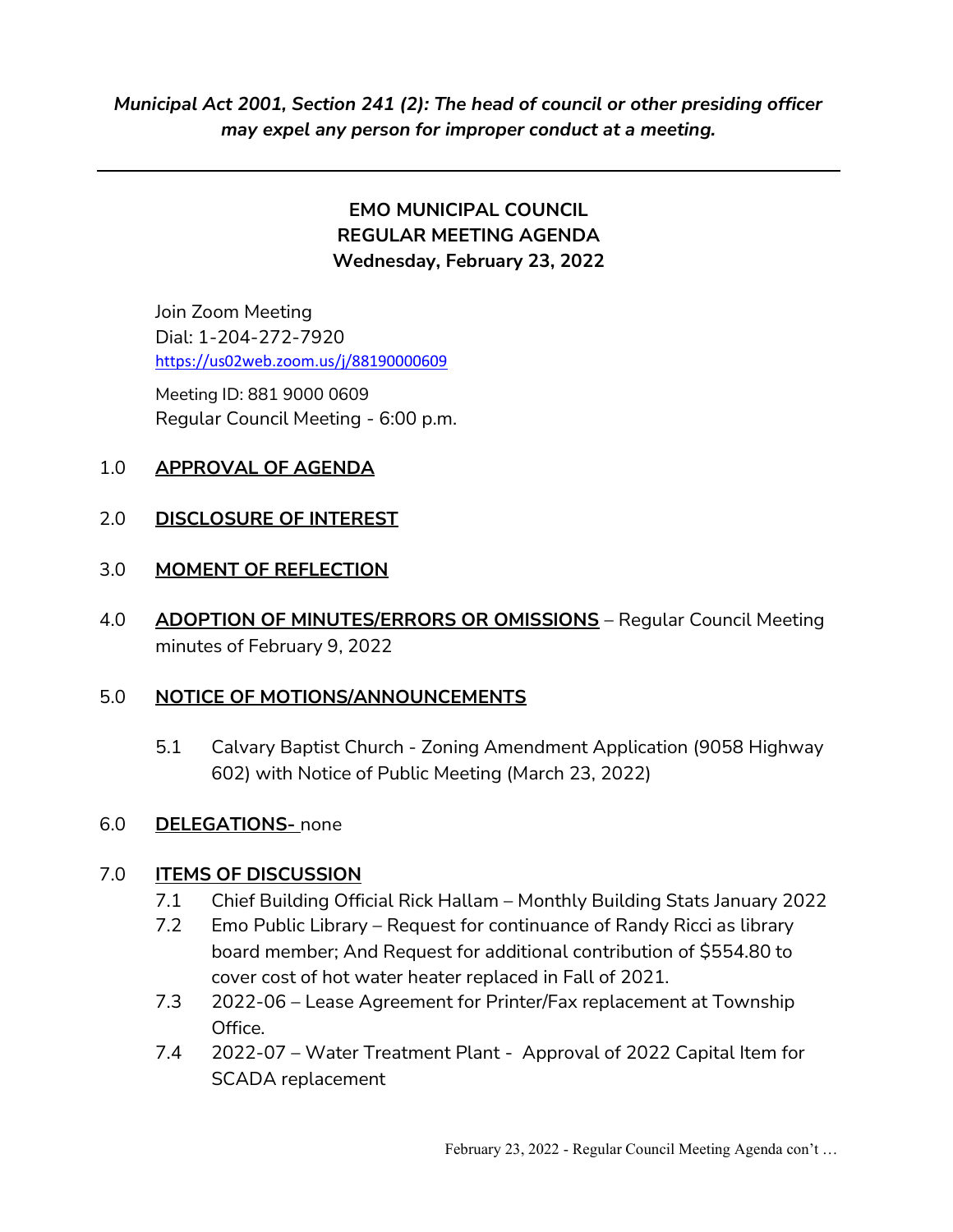***Municipal Act 2001, Section 241 (2): The head of council or other presiding officer may expel any person for improper conduct at a meeting.***

---

**EMO MUNICIPAL COUNCIL**
**REGULAR MEETING AGENDA**
**Wednesday, February 23, 2022**

Join Zoom Meeting
Dial: 1-204-272-7920
https://us02web.zoom.us/j/88190000609

Meeting ID: 881 9000 0609
Regular Council Meeting - 6:00 p.m.

1.0 **APPROVAL OF AGENDA**

2.0 **DISCLOSURE OF INTEREST**

3.0 **MOMENT OF REFLECTION**

4.0 **ADOPTION OF MINUTES/ERRORS OR OMISSIONS** – Regular Council Meeting minutes of February 9, 2022

5.0 **NOTICE OF MOTIONS/ANNOUNCEMENTS**

5.1 Calvary Baptist Church - Zoning Amendment Application (9058 Highway 602) with Notice of Public Meeting (March 23, 2022)

6.0 **DELEGATIONS-** none

7.0 **ITEMS OF DISCUSSION**

7.1 Chief Building Official Rick Hallam – Monthly Building Stats January 2022

7.2 Emo Public Library – Request for continuance of Randy Ricci as library board member; And Request for additional contribution of $554.80 to cover cost of hot water heater replaced in Fall of 2021.

7.3 2022-06 – Lease Agreement for Printer/Fax replacement at Township Office.

7.4 2022-07 – Water Treatment Plant - Approval of 2022 Capital Item for SCADA replacement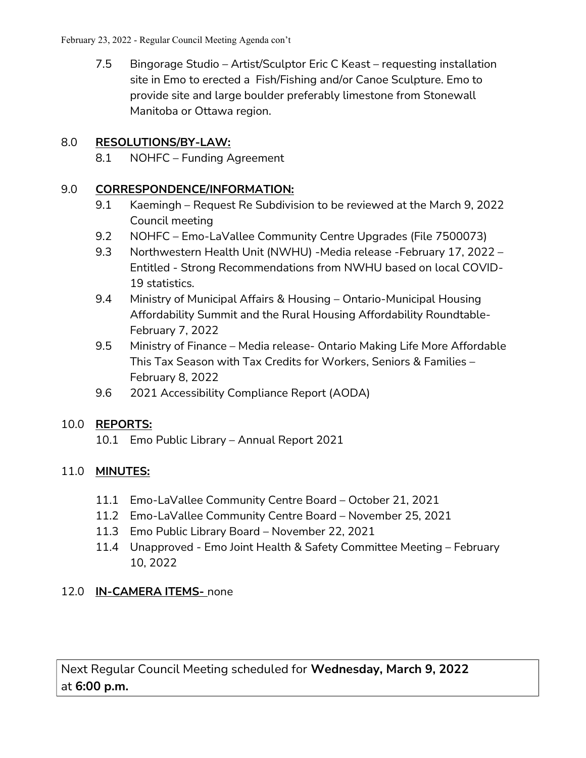7.5 Bingorage Studio – Artist/Sculptor Eric C Keast – requesting installation site in Emo to erected a Fish/Fishing and/or Canoe Sculpture. Emo to provide site and large boulder preferably limestone from Stonewall Manitoba or Ottawa region.

8.0 **RESOLUTIONS/BY-LAW:**

8.1 NOHFC – Funding Agreement

9.0 **CORRESPONDENCE/INFORMATION:**

9.1 Kaemingh – Request Re Subdivision to be reviewed at the March 9, 2022 Council meeting

9.2 NOHFC – Emo-LaVallee Community Centre Upgrades (File 7500073)

9.3 Northwestern Health Unit (NWHU) -Media release -February 17, 2022 – Entitled - Strong Recommendations from NWHU based on local COVID-19 statistics.

9.4 Ministry of Municipal Affairs & Housing – Ontario-Municipal Housing Affordability Summit and the Rural Housing Affordability Roundtable- February 7, 2022

9.5 Ministry of Finance – Media release- Ontario Making Life More Affordable This Tax Season with Tax Credits for Workers, Seniors & Families – February 8, 2022

9.6 2021 Accessibility Compliance Report (AODA)

10.0 **REPORTS:**

10.1 Emo Public Library – Annual Report 2021

11.0 **MINUTES:**

11.1 Emo-LaVallee Community Centre Board – October 21, 2021

11.2 Emo-LaVallee Community Centre Board – November 25, 2021

11.3 Emo Public Library Board – November 22, 2021

11.4 Unapproved - Emo Joint Health & Safety Committee Meeting – February 10, 2022

12.0 **IN-CAMERA ITEMS-** none

Next Regular Council Meeting scheduled for **Wednesday, March 9, 2022** at **6:00 p.m.**